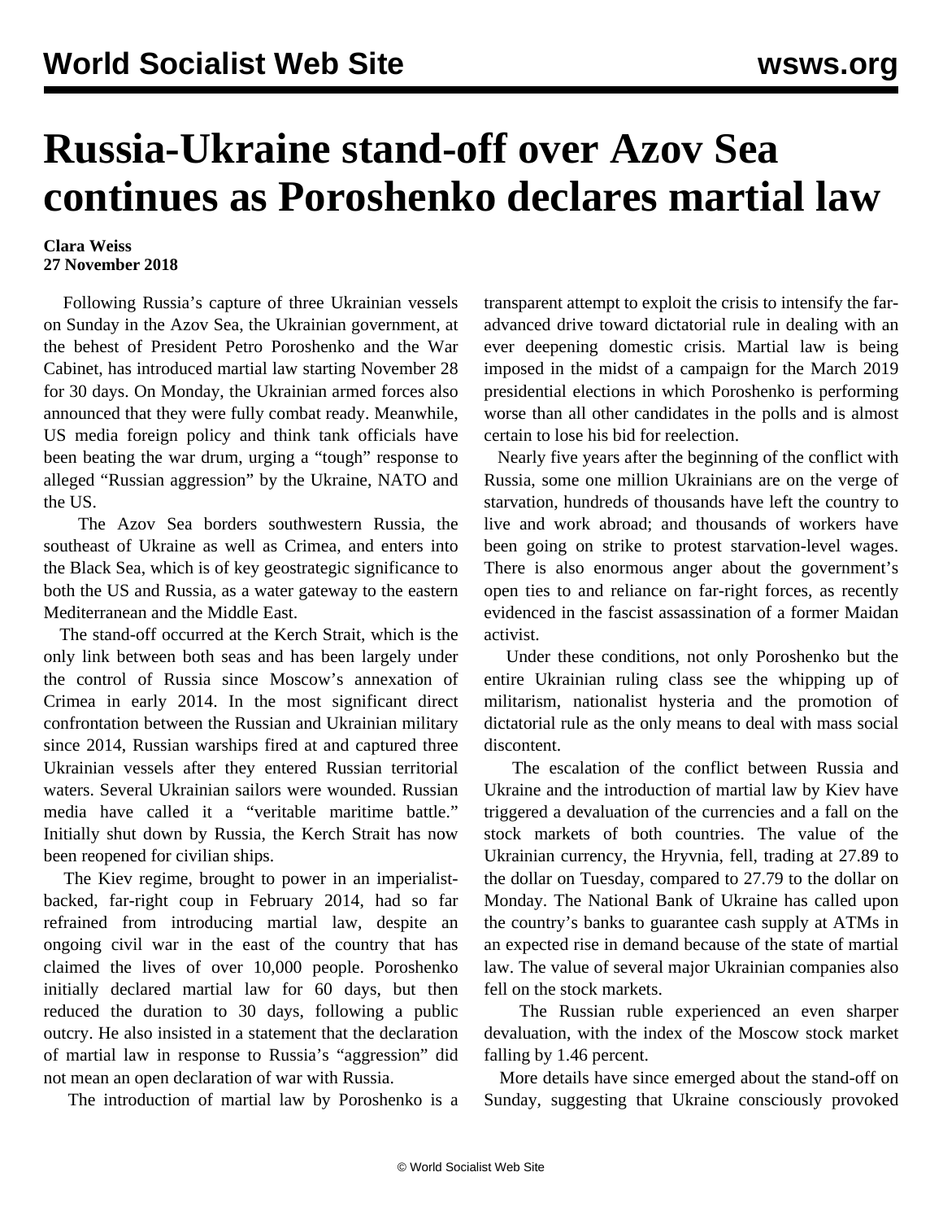# Russia-Ukraine stand-off over Azov Sea continues as Poroshenko declares martial law

**Clara Weiss**
**27 November 2018**

Following Russia's capture of three Ukrainian vessels on Sunday in the Azov Sea, the Ukrainian government, at the behest of President Petro Poroshenko and the War Cabinet, has introduced martial law starting November 28 for 30 days. On Monday, the Ukrainian armed forces also announced that they were fully combat ready. Meanwhile, US media foreign policy and think tank officials have been beating the war drum, urging a "tough" response to alleged "Russian aggression" by the Ukraine, NATO and the US.

The Azov Sea borders southwestern Russia, the southeast of Ukraine as well as Crimea, and enters into the Black Sea, which is of key geostrategic significance to both the US and Russia, as a water gateway to the eastern Mediterranean and the Middle East.

The stand-off occurred at the Kerch Strait, which is the only link between both seas and has been largely under the control of Russia since Moscow's annexation of Crimea in early 2014. In the most significant direct confrontation between the Russian and Ukrainian military since 2014, Russian warships fired at and captured three Ukrainian vessels after they entered Russian territorial waters. Several Ukrainian sailors were wounded. Russian media have called it a "veritable maritime battle." Initially shut down by Russia, the Kerch Strait has now been reopened for civilian ships.

The Kiev regime, brought to power in an imperialist-backed, far-right coup in February 2014, had so far refrained from introducing martial law, despite an ongoing civil war in the east of the country that has claimed the lives of over 10,000 people. Poroshenko initially declared martial law for 60 days, but then reduced the duration to 30 days, following a public outcry. He also insisted in a statement that the declaration of martial law in response to Russia's "aggression" did not mean an open declaration of war with Russia.

The introduction of martial law by Poroshenko is a transparent attempt to exploit the crisis to intensify the far-advanced drive toward dictatorial rule in dealing with an ever deepening domestic crisis. Martial law is being imposed in the midst of a campaign for the March 2019 presidential elections in which Poroshenko is performing worse than all other candidates in the polls and is almost certain to lose his bid for reelection.

Nearly five years after the beginning of the conflict with Russia, some one million Ukrainians are on the verge of starvation, hundreds of thousands have left the country to live and work abroad; and thousands of workers have been going on strike to protest starvation-level wages. There is also enormous anger about the government's open ties to and reliance on far-right forces, as recently evidenced in the fascist assassination of a former Maidan activist.

Under these conditions, not only Poroshenko but the entire Ukrainian ruling class see the whipping up of militarism, nationalist hysteria and the promotion of dictatorial rule as the only means to deal with mass social discontent.

The escalation of the conflict between Russia and Ukraine and the introduction of martial law by Kiev have triggered a devaluation of the currencies and a fall on the stock markets of both countries. The value of the Ukrainian currency, the Hryvnia, fell, trading at 27.89 to the dollar on Tuesday, compared to 27.79 to the dollar on Monday. The National Bank of Ukraine has called upon the country's banks to guarantee cash supply at ATMs in an expected rise in demand because of the state of martial law. The value of several major Ukrainian companies also fell on the stock markets.

The Russian ruble experienced an even sharper devaluation, with the index of the Moscow stock market falling by 1.46 percent.

More details have since emerged about the stand-off on Sunday, suggesting that Ukraine consciously provoked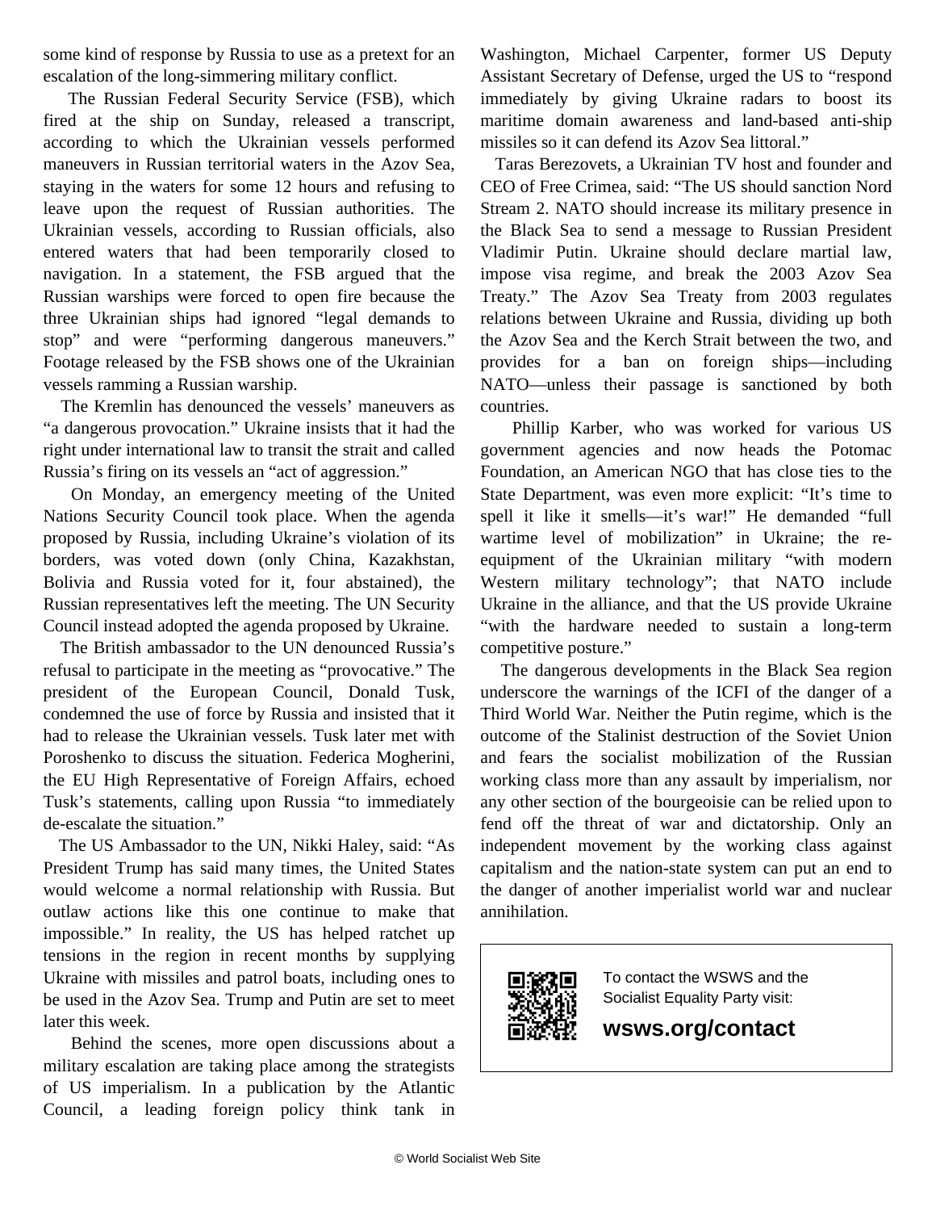some kind of response by Russia to use as a pretext for an escalation of the long-simmering military conflict.

The Russian Federal Security Service (FSB), which fired at the ship on Sunday, released a transcript, according to which the Ukrainian vessels performed maneuvers in Russian territorial waters in the Azov Sea, staying in the waters for some 12 hours and refusing to leave upon the request of Russian authorities. The Ukrainian vessels, according to Russian officials, also entered waters that had been temporarily closed to navigation. In a statement, the FSB argued that the Russian warships were forced to open fire because the three Ukrainian ships had ignored "legal demands to stop" and were "performing dangerous maneuvers." Footage released by the FSB shows one of the Ukrainian vessels ramming a Russian warship.

The Kremlin has denounced the vessels' maneuvers as "a dangerous provocation." Ukraine insists that it had the right under international law to transit the strait and called Russia's firing on its vessels an "act of aggression."

On Monday, an emergency meeting of the United Nations Security Council took place. When the agenda proposed by Russia, including Ukraine's violation of its borders, was voted down (only China, Kazakhstan, Bolivia and Russia voted for it, four abstained), the Russian representatives left the meeting. The UN Security Council instead adopted the agenda proposed by Ukraine.

The British ambassador to the UN denounced Russia's refusal to participate in the meeting as "provocative." The president of the European Council, Donald Tusk, condemned the use of force by Russia and insisted that it had to release the Ukrainian vessels. Tusk later met with Poroshenko to discuss the situation. Federica Mogherini, the EU High Representative of Foreign Affairs, echoed Tusk's statements, calling upon Russia "to immediately de-escalate the situation."

The US Ambassador to the UN, Nikki Haley, said: "As President Trump has said many times, the United States would welcome a normal relationship with Russia. But outlaw actions like this one continue to make that impossible." In reality, the US has helped ratchet up tensions in the region in recent months by supplying Ukraine with missiles and patrol boats, including ones to be used in the Azov Sea. Trump and Putin are set to meet later this week.

Behind the scenes, more open discussions about a military escalation are taking place among the strategists of US imperialism. In a publication by the Atlantic Council, a leading foreign policy think tank in Washington, Michael Carpenter, former US Deputy Assistant Secretary of Defense, urged the US to "respond immediately by giving Ukraine radars to boost its maritime domain awareness and land-based anti-ship missiles so it can defend its Azov Sea littoral."

Taras Berezovets, a Ukrainian TV host and founder and CEO of Free Crimea, said: "The US should sanction Nord Stream 2. NATO should increase its military presence in the Black Sea to send a message to Russian President Vladimir Putin. Ukraine should declare martial law, impose visa regime, and break the 2003 Azov Sea Treaty." The Azov Sea Treaty from 2003 regulates relations between Ukraine and Russia, dividing up both the Azov Sea and the Kerch Strait between the two, and provides for a ban on foreign ships—including NATO—unless their passage is sanctioned by both countries.

Phillip Karber, who was worked for various US government agencies and now heads the Potomac Foundation, an American NGO that has close ties to the State Department, was even more explicit: "It's time to spell it like it smells—it's war!" He demanded "full wartime level of mobilization" in Ukraine; the re-equipment of the Ukrainian military "with modern Western military technology"; that NATO include Ukraine in the alliance, and that the US provide Ukraine "with the hardware needed to sustain a long-term competitive posture."

The dangerous developments in the Black Sea region underscore the warnings of the ICFI of the danger of a Third World War. Neither the Putin regime, which is the outcome of the Stalinist destruction of the Soviet Union and fears the socialist mobilization of the Russian working class more than any assault by imperialism, nor any other section of the bourgeoisie can be relied upon to fend off the threat of war and dictatorship. Only an independent movement by the working class against capitalism and the nation-state system can put an end to the danger of another imperialist world war and nuclear annihilation.

To contact the WSWS and the Socialist Equality Party visit:

**wsws.org/contact**